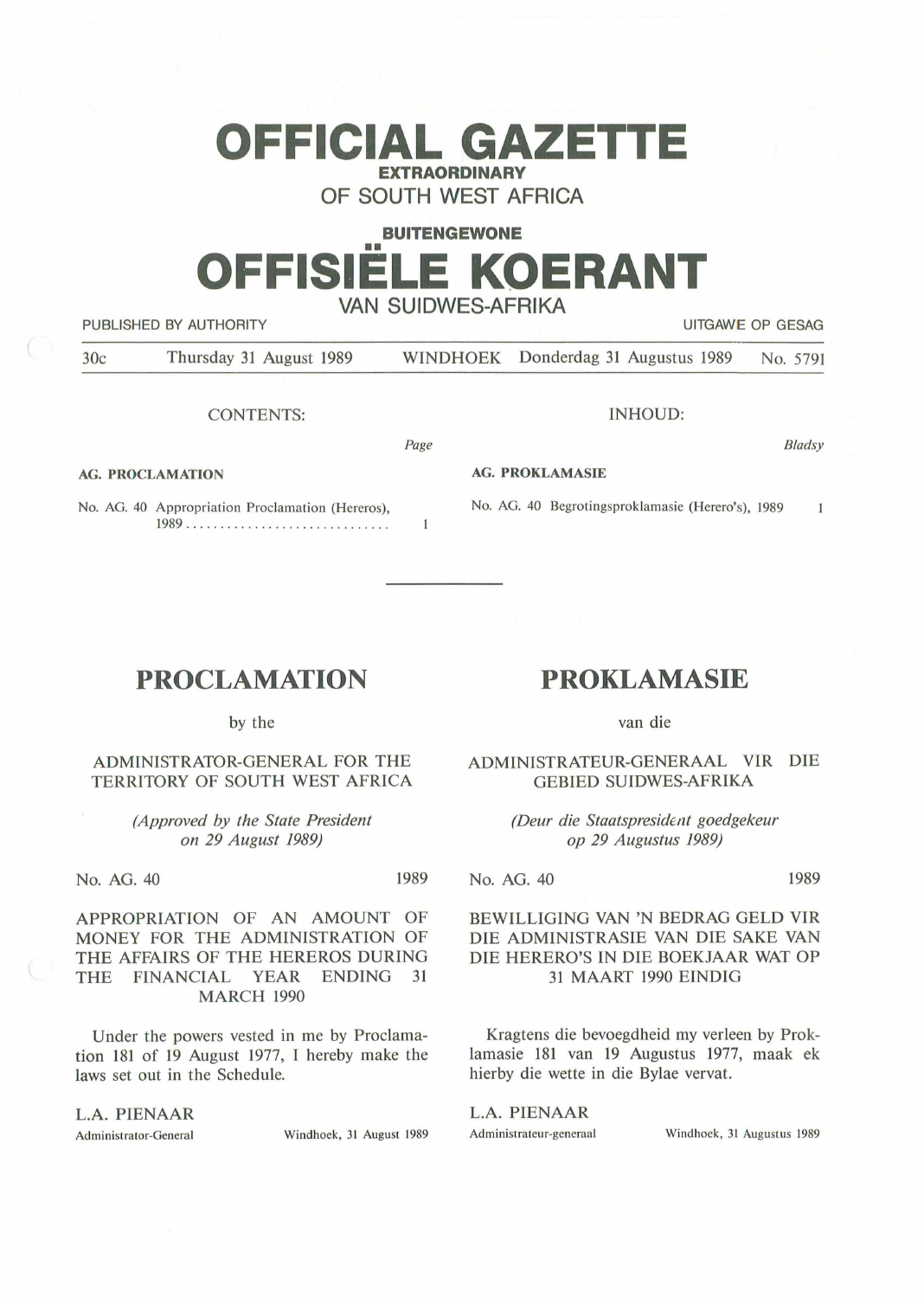# OFFICIAL GAZETTE

**EXTRAORDINARY**

OF SOUTH WEST AFRICA

**BUITENGEWONE**

# OFFISIËLE KOERANT

VAN SUIDWES-AFRIKA

PUBLISHED BY AUTHORITY — UITGAWE OP GESAG

30c — Thursday 31 August 1989 — WINDHOEK — Donderdag 31 Augustus 1989 — No. 5791

CONTENTS:

| | Page |
|---|---|
| **AG. PROCLAMATION** | |
| No. AG. 40 Appropriation Proclamation (Hereros), 1989 | 1 |

INHOUD:

| | Bladsy |
|---|---|
| **AG. PROKLAMASIE** | |
| No. AG. 40 Begrotingsproklamasie (Herero's), 1989 | 1 |

---

## PROCLAMATION

by the

ADMINISTRATOR-GENERAL FOR THE TERRITORY OF SOUTH WEST AFRICA

*(Approved by the State President on 29 August 1989)*

No. AG. 40 — 1989

APPROPRIATION OF AN AMOUNT OF MONEY FOR THE ADMINISTRATION OF THE AFFAIRS OF THE HEREROS DURING THE FINANCIAL YEAR ENDING 31 MARCH 1990

Under the powers vested in me by Proclamation 181 of 19 August 1977, I hereby make the laws set out in the Schedule.

L.A. PIENAAR

Administrator-General — Windhoek, 31 August 1989

## PROKLAMASIE

van die

ADMINISTRATEUR-GENERAAL VIR DIE GEBIED SUIDWES-AFRIKA

*(Deur die Staatspresident goedgekeur op 29 Augustus 1989)*

No. AG. 40 — 1989

BEWILLIGING VAN 'N BEDRAG GELD VIR DIE ADMINISTRASIE VAN DIE SAKE VAN DIE HERERO'S IN DIE BOEKJAAR WAT OP 31 MAART 1990 EINDIG

Kragtens die bevoegdheid my verleen by Proklamasie 181 van 19 Augustus 1977, maak ek hierby die wette in die Bylae vervat.

L.A. PIENAAR

Administrateur-generaal — Windhoek, 31 Augustus 1989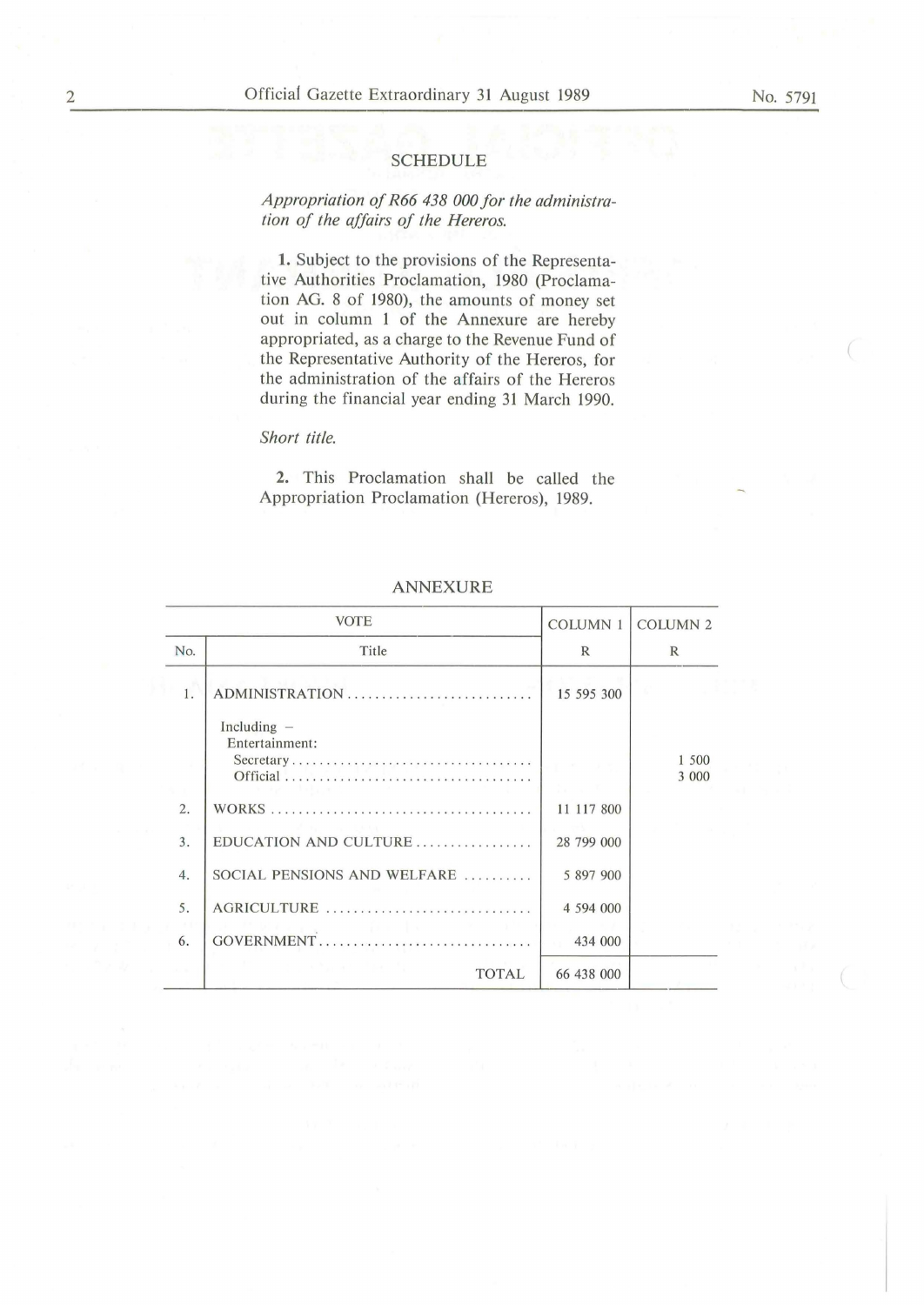## SCHEDULE

*Appropriation of R66 438 000 for the administration of the affairs of the Hereros.*

**1.** Subject to the provisions of the Representative Authorities Proclamation, 1980 (Proclamation AG. 8 of 1980), the amounts of money set out in column 1 of the Annexure are hereby appropriated, as a charge to the Revenue Fund of the Representative Authority of the Hereros, for the administration of the affairs of the Hereros during the financial year ending 31 March 1990.

*Short title.*

**2.** This Proclamation shall be called the Appropriation Proclamation (Hereros), 1989.

### ANNEXURE

| VOTE | | COLUMN 1 | COLUMN 2 |
|---|---|---|---|
| No. | Title | R | R |
| 1. | ADMINISTRATION | 15 595 300 | |
| | Including – Entertainment: | | |
| | Secretary | | 1 500 |
| | Official | | 3 000 |
| 2. | WORKS | 11 117 800 | |
| 3. | EDUCATION AND CULTURE | 28 799 000 | |
| 4. | SOCIAL PENSIONS AND WELFARE | 5 897 900 | |
| 5. | AGRICULTURE | 4 594 000 | |
| 6. | GOVERNMENT | 434 000 | |
| | TOTAL | 66 438 000 | |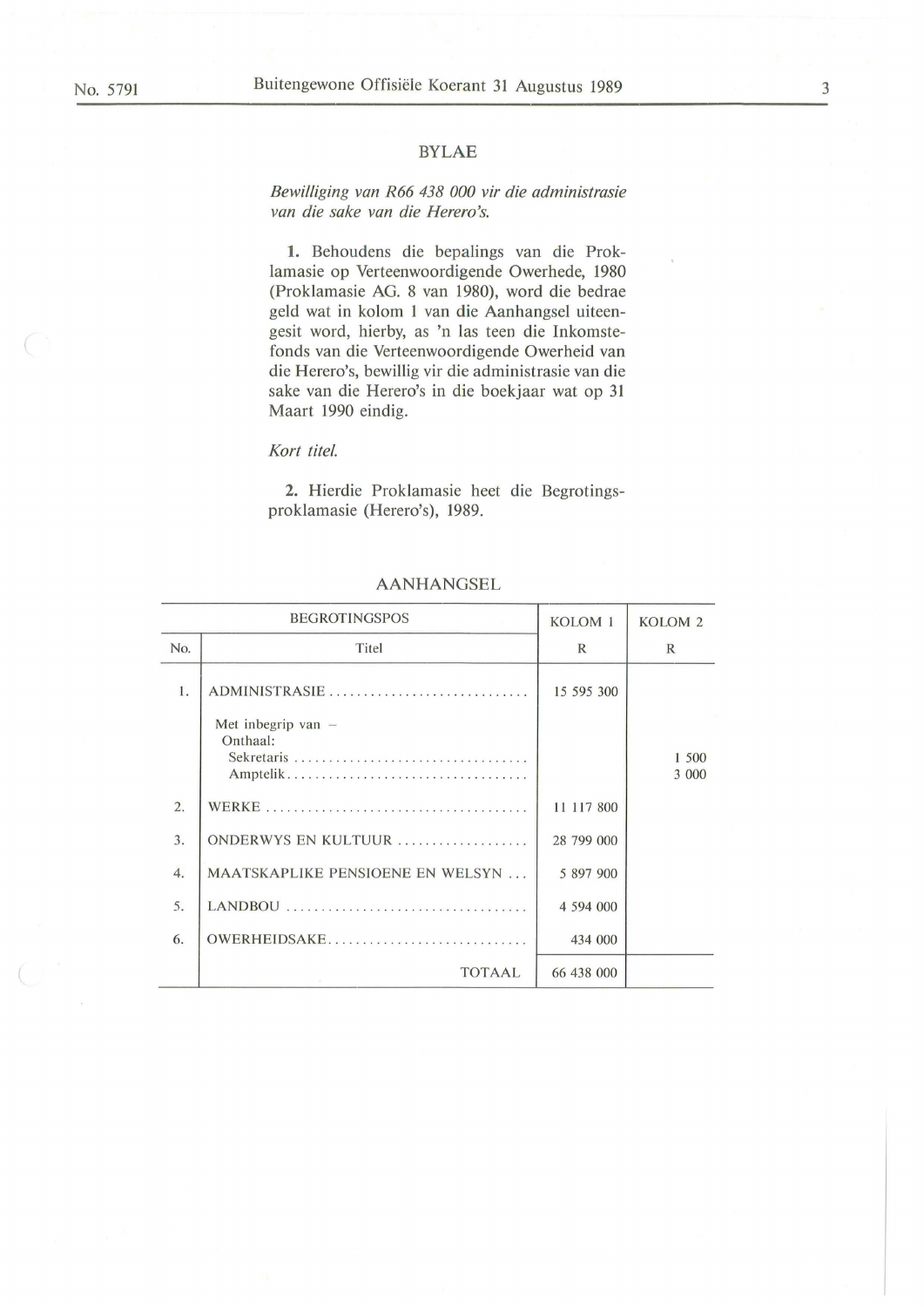# BYLAE

*Bewilliging van R66 438 000 vir die administrasie van die sake van die Herero's.*

**1.** Behoudens die bepalings van die Proklamasie op Verteenwoordigende Owerhede, 1980 (Proklamasie AG. 8 van 1980), word die bedrae geld wat in kolom 1 van die Aanhangsel uiteengesit word, hierby, as 'n las teen die Inkomstefonds van die Verteenwoordigende Owerheid van die Herero's, bewillig vir die administrasie van die sake van die Herero's in die boekjaar wat op 31 Maart 1990 eindig.

*Kort titel.*

**2.** Hierdie Proklamasie heet die Begrotingsproklamasie (Herero's), 1989.

## AANHANGSEL

| BEGROTINGSPOS | | KOLOM 1 | KOLOM 2 |
|---|---|---|---|
| No. | Titel | R | R |
| 1. | ADMINISTRASIE ............................. | 15 595 300 | |
| | Met inbegrip van – Onthaal: | | |
| | Sekretaris .................................. | | 1 500 |
| | Amptelik.................................. | | 3 000 |
| 2. | WERKE ..................................... | 11 117 800 | |
| 3. | ONDERWYS EN KULTUUR .................. | 28 799 000 | |
| 4. | MAATSKAPLIKE PENSIOENE EN WELSYN ... | 5 897 900 | |
| 5. | LANDBOU .................................. | 4 594 000 | |
| 6. | OWERHEIDSAKE............................ | 434 000 | |
| | TOTAAL | 66 438 000 | |